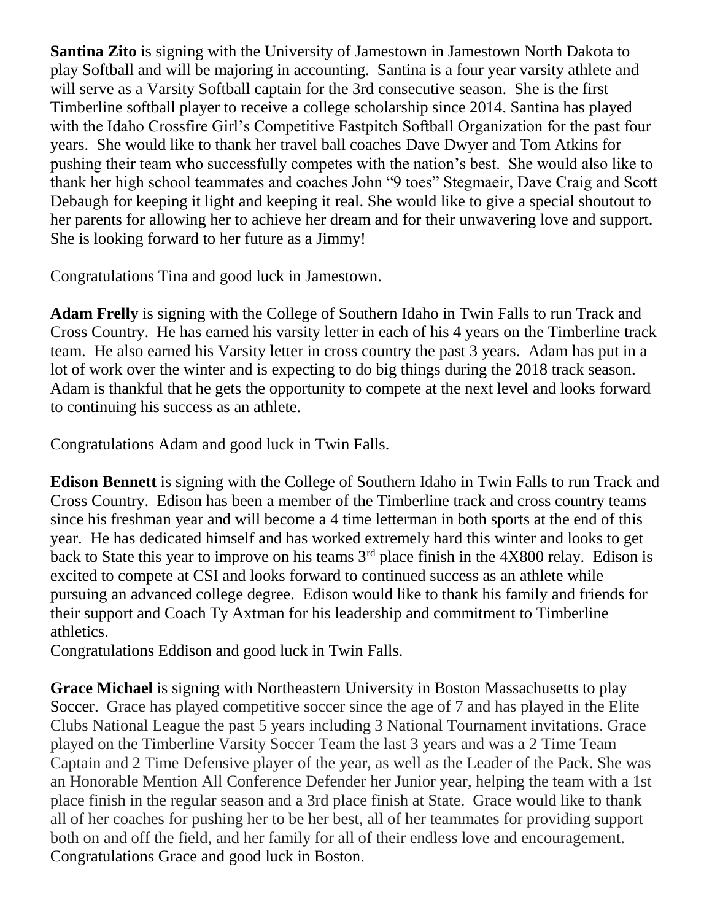**Santina Zito** is signing with the University of Jamestown in Jamestown North Dakota to play Softball and will be majoring in accounting. Santina is a four year varsity athlete and will serve as a Varsity Softball captain for the 3rd consecutive season. She is the first Timberline softball player to receive a college scholarship since 2014. Santina has played with the Idaho Crossfire Girl's Competitive Fastpitch Softball Organization for the past four years. She would like to thank her travel ball coaches Dave Dwyer and Tom Atkins for pushing their team who successfully competes with the nation's best. She would also like to thank her high school teammates and coaches John "9 toes" Stegmaeir, Dave Craig and Scott Debaugh for keeping it light and keeping it real. She would like to give a special shoutout to her parents for allowing her to achieve her dream and for their unwavering love and support. She is looking forward to her future as a Jimmy!

Congratulations Tina and good luck in Jamestown.

**Adam Frelly** is signing with the College of Southern Idaho in Twin Falls to run Track and Cross Country. He has earned his varsity letter in each of his 4 years on the Timberline track team. He also earned his Varsity letter in cross country the past 3 years. Adam has put in a lot of work over the winter and is expecting to do big things during the 2018 track season. Adam is thankful that he gets the opportunity to compete at the next level and looks forward to continuing his success as an athlete.

Congratulations Adam and good luck in Twin Falls.

**Edison Bennett** is signing with the College of Southern Idaho in Twin Falls to run Track and Cross Country. Edison has been a member of the Timberline track and cross country teams since his freshman year and will become a 4 time letterman in both sports at the end of this year. He has dedicated himself and has worked extremely hard this winter and looks to get back to State this year to improve on his teams 3rd place finish in the 4X800 relay. Edison is excited to compete at CSI and looks forward to continued success as an athlete while pursuing an advanced college degree. Edison would like to thank his family and friends for their support and Coach Ty Axtman for his leadership and commitment to Timberline athletics.
Congratulations Eddison and good luck in Twin Falls.

**Grace Michael** is signing with Northeastern University in Boston Massachusetts to play Soccer. Grace has played competitive soccer since the age of 7 and has played in the Elite Clubs National League the past 5 years including 3 National Tournament invitations. Grace played on the Timberline Varsity Soccer Team the last 3 years and was a 2 Time Team Captain and 2 Time Defensive player of the year, as well as the Leader of the Pack. She was an Honorable Mention All Conference Defender her Junior year, helping the team with a 1st place finish in the regular season and a 3rd place finish at State. Grace would like to thank all of her coaches for pushing her to be her best, all of her teammates for providing support both on and off the field, and her family for all of their endless love and encouragement.
Congratulations Grace and good luck in Boston.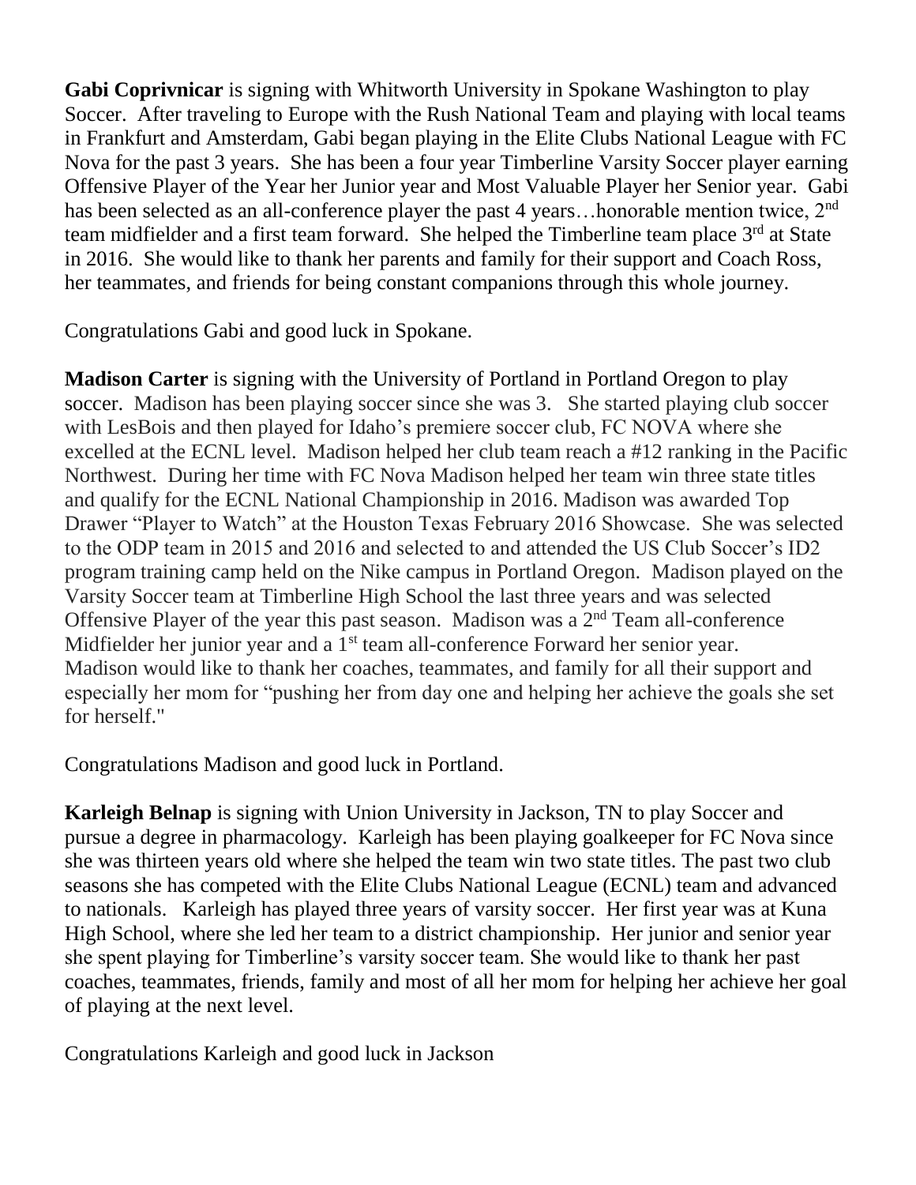**Gabi Coprivnicar** is signing with Whitworth University in Spokane Washington to play Soccer. After traveling to Europe with the Rush National Team and playing with local teams in Frankfurt and Amsterdam, Gabi began playing in the Elite Clubs National League with FC Nova for the past 3 years. She has been a four year Timberline Varsity Soccer player earning Offensive Player of the Year her Junior year and Most Valuable Player her Senior year. Gabi has been selected as an all-conference player the past 4 years…honorable mention twice, 2nd team midfielder and a first team forward. She helped the Timberline team place 3rd at State in 2016. She would like to thank her parents and family for their support and Coach Ross, her teammates, and friends for being constant companions through this whole journey.

Congratulations Gabi and good luck in Spokane.

**Madison Carter** is signing with the University of Portland in Portland Oregon to play soccer. Madison has been playing soccer since she was 3. She started playing club soccer with LesBois and then played for Idaho's premiere soccer club, FC NOVA where she excelled at the ECNL level. Madison helped her club team reach a #12 ranking in the Pacific Northwest. During her time with FC Nova Madison helped her team win three state titles and qualify for the ECNL National Championship in 2016. Madison was awarded Top Drawer "Player to Watch" at the Houston Texas February 2016 Showcase. She was selected to the ODP team in 2015 and 2016 and selected to and attended the US Club Soccer's ID2 program training camp held on the Nike campus in Portland Oregon. Madison played on the Varsity Soccer team at Timberline High School the last three years and was selected Offensive Player of the year this past season. Madison was a 2nd Team all-conference Midfielder her junior year and a 1st team all-conference Forward her senior year. Madison would like to thank her coaches, teammates, and family for all their support and especially her mom for "pushing her from day one and helping her achieve the goals she set for herself."

Congratulations Madison and good luck in Portland.

**Karleigh Belnap** is signing with Union University in Jackson, TN to play Soccer and pursue a degree in pharmacology. Karleigh has been playing goalkeeper for FC Nova since she was thirteen years old where she helped the team win two state titles. The past two club seasons she has competed with the Elite Clubs National League (ECNL) team and advanced to nationals. Karleigh has played three years of varsity soccer. Her first year was at Kuna High School, where she led her team to a district championship. Her junior and senior year she spent playing for Timberline's varsity soccer team. She would like to thank her past coaches, teammates, friends, family and most of all her mom for helping her achieve her goal of playing at the next level.

Congratulations Karleigh and good luck in Jackson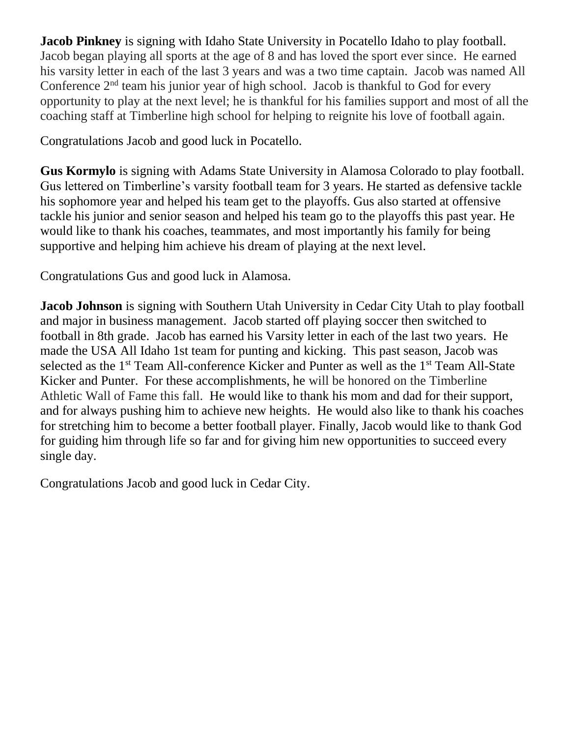**Jacob Pinkney** is signing with Idaho State University in Pocatello Idaho to play football. Jacob began playing all sports at the age of 8 and has loved the sport ever since. He earned his varsity letter in each of the last 3 years and was a two time captain. Jacob was named All Conference 2nd team his junior year of high school. Jacob is thankful to God for every opportunity to play at the next level; he is thankful for his families support and most of all the coaching staff at Timberline high school for helping to reignite his love of football again.

Congratulations Jacob and good luck in Pocatello.

**Gus Kormylo** is signing with Adams State University in Alamosa Colorado to play football. Gus lettered on Timberline's varsity football team for 3 years. He started as defensive tackle his sophomore year and helped his team get to the playoffs. Gus also started at offensive tackle his junior and senior season and helped his team go to the playoffs this past year. He would like to thank his coaches, teammates, and most importantly his family for being supportive and helping him achieve his dream of playing at the next level.

Congratulations Gus and good luck in Alamosa.

**Jacob Johnson** is signing with Southern Utah University in Cedar City Utah to play football and major in business management. Jacob started off playing soccer then switched to football in 8th grade. Jacob has earned his Varsity letter in each of the last two years. He made the USA All Idaho 1st team for punting and kicking. This past season, Jacob was selected as the 1st Team All-conference Kicker and Punter as well as the 1st Team All-State Kicker and Punter. For these accomplishments, he will be honored on the Timberline Athletic Wall of Fame this fall. He would like to thank his mom and dad for their support, and for always pushing him to achieve new heights. He would also like to thank his coaches for stretching him to become a better football player. Finally, Jacob would like to thank God for guiding him through life so far and for giving him new opportunities to succeed every single day.

Congratulations Jacob and good luck in Cedar City.